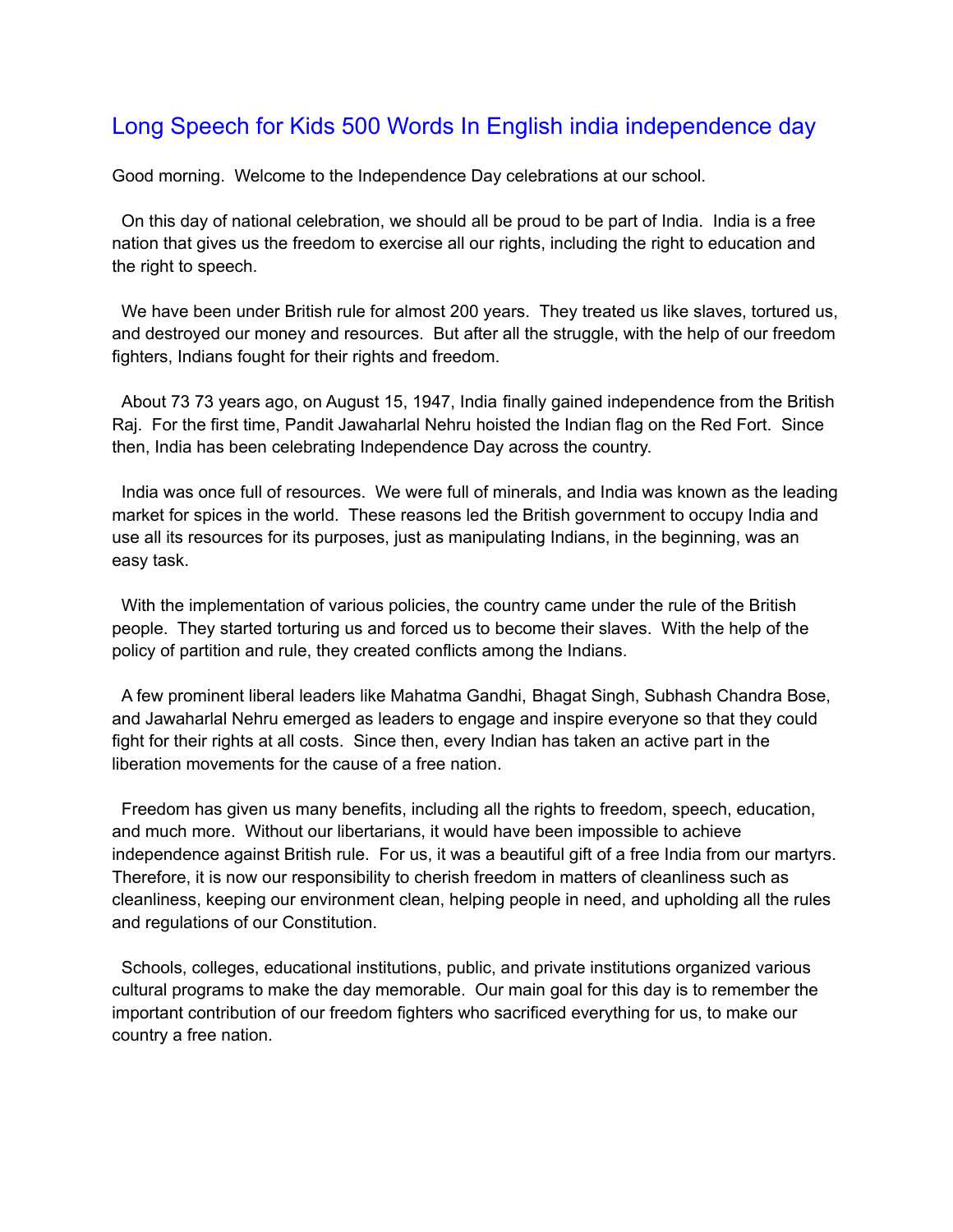# Long Speech for Kids 500 Words In English india independence day

Good morning. Welcome to the Independence Day celebrations at our school.

On this day of national celebration, we should all be proud to be part of India. India is a free nation that gives us the freedom to exercise all our rights, including the right to education and the right to speech.

We have been under British rule for almost 200 years. They treated us like slaves, tortured us, and destroyed our money and resources. But after all the struggle, with the help of our freedom fighters, Indians fought for their rights and freedom.

About 73 73 years ago, on August 15, 1947, India finally gained independence from the British Raj. For the first time, Pandit Jawaharlal Nehru hoisted the Indian flag on the Red Fort. Since then, India has been celebrating Independence Day across the country.

India was once full of resources. We were full of minerals, and India was known as the leading market for spices in the world. These reasons led the British government to occupy India and use all its resources for its purposes, just as manipulating Indians, in the beginning, was an easy task.

With the implementation of various policies, the country came under the rule of the British people. They started torturing us and forced us to become their slaves. With the help of the policy of partition and rule, they created conflicts among the Indians.

A few prominent liberal leaders like Mahatma Gandhi, Bhagat Singh, Subhash Chandra Bose, and Jawaharlal Nehru emerged as leaders to engage and inspire everyone so that they could fight for their rights at all costs. Since then, every Indian has taken an active part in the liberation movements for the cause of a free nation.

Freedom has given us many benefits, including all the rights to freedom, speech, education, and much more. Without our libertarians, it would have been impossible to achieve independence against British rule. For us, it was a beautiful gift of a free India from our martyrs. Therefore, it is now our responsibility to cherish freedom in matters of cleanliness such as cleanliness, keeping our environment clean, helping people in need, and upholding all the rules and regulations of our Constitution.

Schools, colleges, educational institutions, public, and private institutions organized various cultural programs to make the day memorable. Our main goal for this day is to remember the important contribution of our freedom fighters who sacrificed everything for us, to make our country a free nation.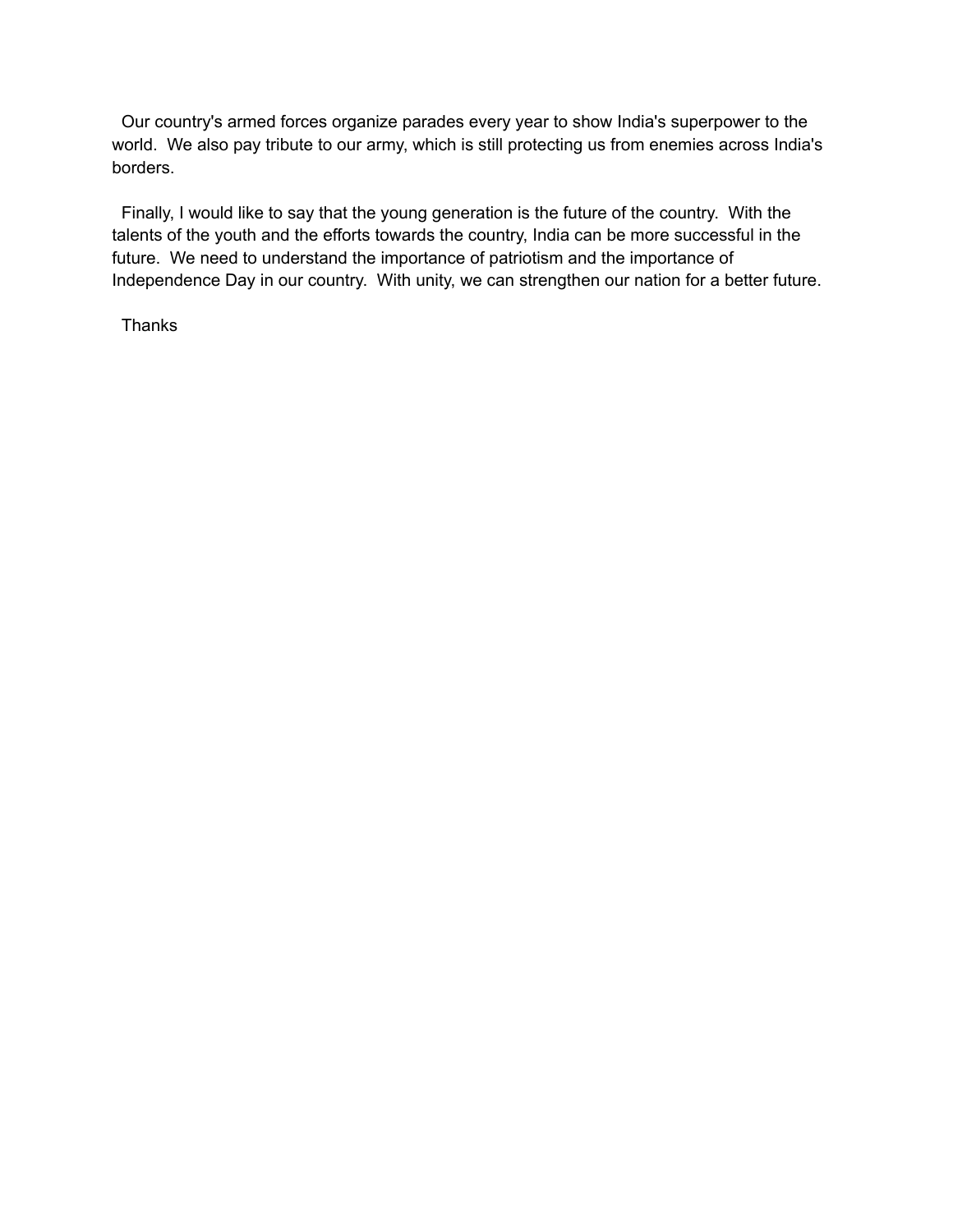Our country's armed forces organize parades every year to show India's superpower to the world. We also pay tribute to our army, which is still protecting us from enemies across India's borders.

Finally, I would like to say that the young generation is the future of the country. With the talents of the youth and the efforts towards the country, India can be more successful in the future. We need to understand the importance of patriotism and the importance of Independence Day in our country. With unity, we can strengthen our nation for a better future.

Thanks